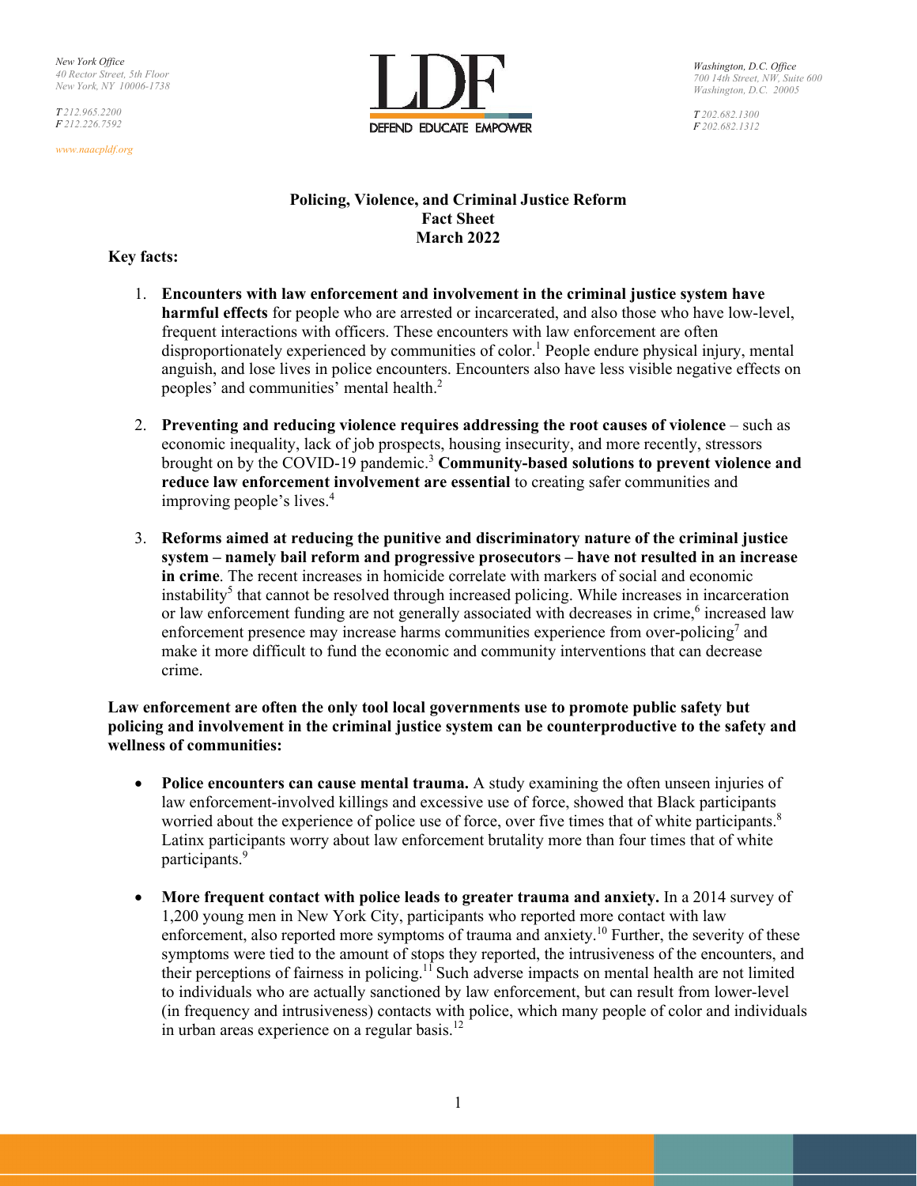New York Office
40 Rector Street, 5th Floor
New York, NY 10006-1738

T 212.965.2200
F 212.226.7592

www.naacpldf.org

LDF
DEFEND EDUCATE EMPOWER

Washington, D.C. Office
700 14th Street, NW, Suite 600
Washington, D.C. 20005

T 202.682.1300
F 202.682.1312

# Policing, Violence, and Criminal Justice Reform Fact Sheet March 2022

**Key facts:**

1. **Encounters with law enforcement and involvement in the criminal justice system have harmful effects** for people who are arrested or incarcerated, and also those who have low-level, frequent interactions with officers. These encounters with law enforcement are often disproportionately experienced by communities of color.[1] People endure physical injury, mental anguish, and lose lives in police encounters. Encounters also have less visible negative effects on peoples' and communities' mental health.[2]

2. **Preventing and reducing violence requires addressing the root causes of violence** – such as economic inequality, lack of job prospects, housing insecurity, and more recently, stressors brought on by the COVID-19 pandemic.[3] **Community-based solutions to prevent violence and reduce law enforcement involvement are essential** to creating safer communities and improving people's lives.[4]

3. **Reforms aimed at reducing the punitive and discriminatory nature of the criminal justice system – namely bail reform and progressive prosecutors – have not resulted in an increase in crime**. The recent increases in homicide correlate with markers of social and economic instability[5] that cannot be resolved through increased policing. While increases in incarceration or law enforcement funding are not generally associated with decreases in crime,[6] increased law enforcement presence may increase harms communities experience from over-policing[7] and make it more difficult to fund the economic and community interventions that can decrease crime.

**Law enforcement are often the only tool local governments use to promote public safety but policing and involvement in the criminal justice system can be counterproductive to the safety and wellness of communities:**

- **Police encounters can cause mental trauma.** A study examining the often unseen injuries of law enforcement-involved killings and excessive use of force, showed that Black participants worried about the experience of police use of force, over five times that of white participants.[8] Latinx participants worry about law enforcement brutality more than four times that of white participants.[9]

- **More frequent contact with police leads to greater trauma and anxiety.** In a 2014 survey of 1,200 young men in New York City, participants who reported more contact with law enforcement, also reported more symptoms of trauma and anxiety.[10] Further, the severity of these symptoms were tied to the amount of stops they reported, the intrusiveness of the encounters, and their perceptions of fairness in policing.[11] Such adverse impacts on mental health are not limited to individuals who are actually sanctioned by law enforcement, but can result from lower-level (in frequency and intrusiveness) contacts with police, which many people of color and individuals in urban areas experience on a regular basis.[12]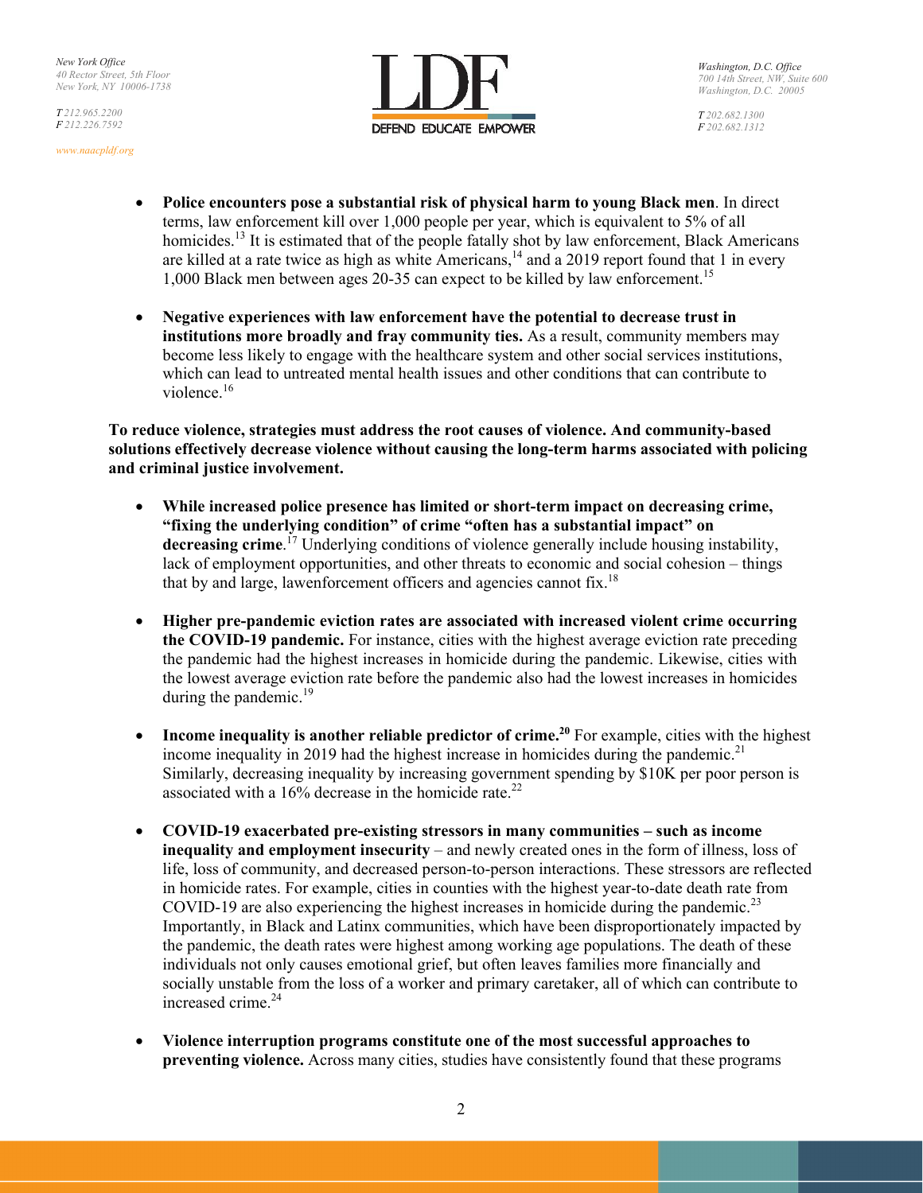- **Police encounters pose a substantial risk of physical harm to young Black men**. In direct terms, law enforcement kill over 1,000 people per year, which is equivalent to 5% of all homicides.[13] It is estimated that of the people fatally shot by law enforcement, Black Americans are killed at a rate twice as high as white Americans,[14] and a 2019 report found that 1 in every 1,000 Black men between ages 20-35 can expect to be killed by law enforcement.[15]

- **Negative experiences with law enforcement have the potential to decrease trust in institutions more broadly and fray community ties.** As a result, community members may become less likely to engage with the healthcare system and other social services institutions, which can lead to untreated mental health issues and other conditions that can contribute to violence.[16]

**To reduce violence, strategies must address the root causes of violence. And community-based solutions effectively decrease violence without causing the long-term harms associated with policing and criminal justice involvement.**

- **While increased police presence has limited or short-term impact on decreasing crime, "fixing the underlying condition" of crime "often has a substantial impact" on decreasing crime**.[17] Underlying conditions of violence generally include housing instability, lack of employment opportunities, and other threats to economic and social cohesion – things that by and large, lawenforcement officers and agencies cannot fix.[18]

- **Higher pre-pandemic eviction rates are associated with increased violent crime occurring the COVID-19 pandemic.** For instance, cities with the highest average eviction rate preceding the pandemic had the highest increases in homicide during the pandemic. Likewise, cities with the lowest average eviction rate before the pandemic also had the lowest increases in homicides during the pandemic.[19]

- **Income inequality is another reliable predictor of crime.[20]** For example, cities with the highest income inequality in 2019 had the highest increase in homicides during the pandemic.[21] Similarly, decreasing inequality by increasing government spending by $10K per poor person is associated with a 16% decrease in the homicide rate.[22]

- **COVID-19 exacerbated pre-existing stressors in many communities – such as income inequality and employment insecurity** – and newly created ones in the form of illness, loss of life, loss of community, and decreased person-to-person interactions. These stressors are reflected in homicide rates. For example, cities in counties with the highest year-to-date death rate from COVID-19 are also experiencing the highest increases in homicide during the pandemic.[23] Importantly, in Black and Latinx communities, which have been disproportionately impacted by the pandemic, the death rates were highest among working age populations. The death of these individuals not only causes emotional grief, but often leaves families more financially and socially unstable from the loss of a worker and primary caretaker, all of which can contribute to increased crime.[24]

- **Violence interruption programs constitute one of the most successful approaches to preventing violence.** Across many cities, studies have consistently found that these programs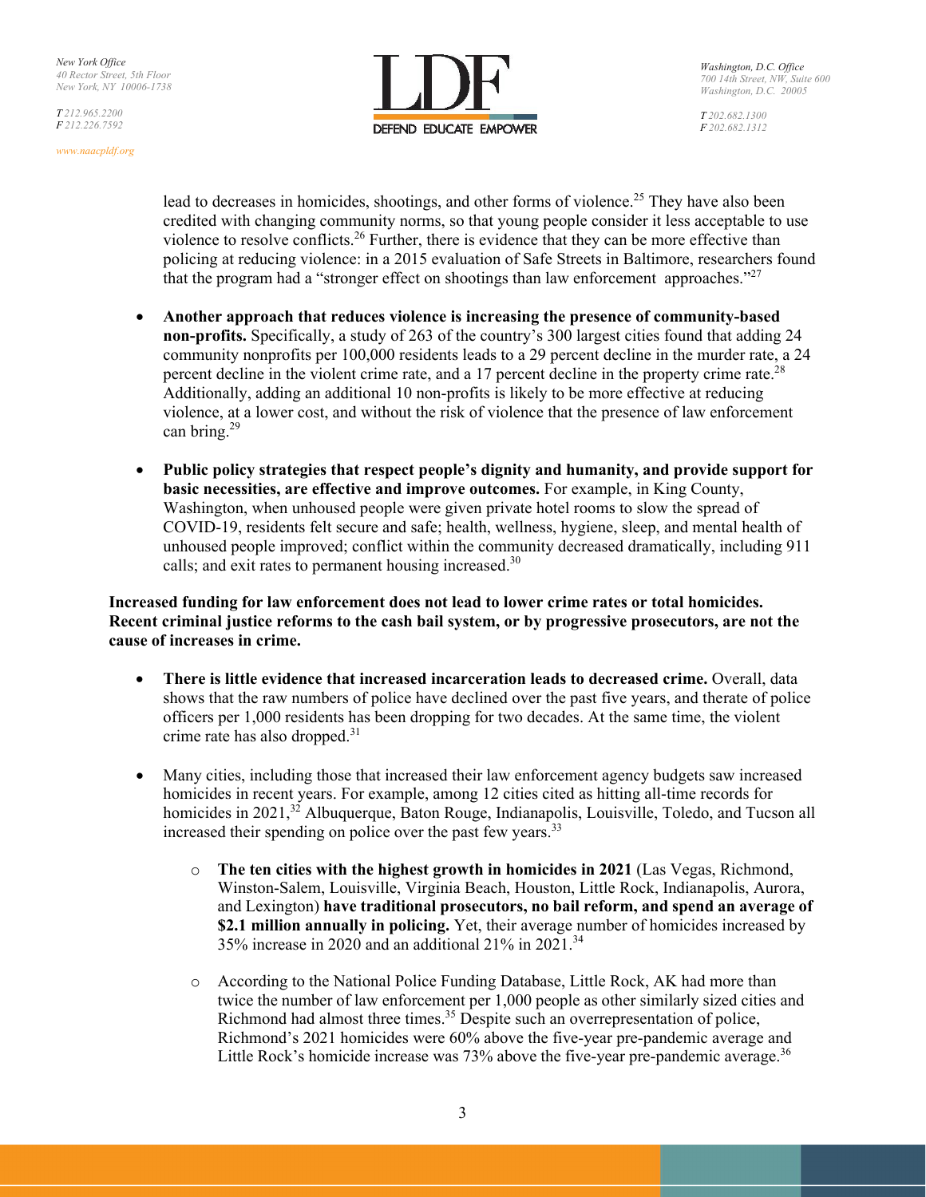lead to decreases in homicides, shootings, and other forms of violence.[25] They have also been credited with changing community norms, so that young people consider it less acceptable to use violence to resolve conflicts.[26] Further, there is evidence that they can be more effective than policing at reducing violence: in a 2015 evaluation of Safe Streets in Baltimore, researchers found that the program had a "stronger effect on shootings than law enforcement approaches."[27]

- **Another approach that reduces violence is increasing the presence of community-based non-profits.** Specifically, a study of 263 of the country's 300 largest cities found that adding 24 community nonprofits per 100,000 residents leads to a 29 percent decline in the murder rate, a 24 percent decline in the violent crime rate, and a 17 percent decline in the property crime rate.[28] Additionally, adding an additional 10 non-profits is likely to be more effective at reducing violence, at a lower cost, and without the risk of violence that the presence of law enforcement can bring.[29]

- **Public policy strategies that respect people's dignity and humanity, and provide support for basic necessities, are effective and improve outcomes.** For example, in King County, Washington, when unhoused people were given private hotel rooms to slow the spread of COVID-19, residents felt secure and safe; health, wellness, hygiene, sleep, and mental health of unhoused people improved; conflict within the community decreased dramatically, including 911 calls; and exit rates to permanent housing increased.[30]

**Increased funding for law enforcement does not lead to lower crime rates or total homicides. Recent criminal justice reforms to the cash bail system, or by progressive prosecutors, are not the cause of increases in crime.**

- **There is little evidence that increased incarceration leads to decreased crime.** Overall, data shows that the raw numbers of police have declined over the past five years, and therate of police officers per 1,000 residents has been dropping for two decades. At the same time, the violent crime rate has also dropped.[31]

- Many cities, including those that increased their law enforcement agency budgets saw increased homicides in recent years. For example, among 12 cities cited as hitting all-time records for homicides in 2021,[32] Albuquerque, Baton Rouge, Indianapolis, Louisville, Toledo, and Tucson all increased their spending on police over the past few years.[33]

  - **The ten cities with the highest growth in homicides in 2021** (Las Vegas, Richmond, Winston-Salem, Louisville, Virginia Beach, Houston, Little Rock, Indianapolis, Aurora, and Lexington) **have traditional prosecutors, no bail reform, and spend an average of \$2.1 million annually in policing.** Yet, their average number of homicides increased by 35% increase in 2020 and an additional 21% in 2021.[34]

  - According to the National Police Funding Database, Little Rock, AK had more than twice the number of law enforcement per 1,000 people as other similarly sized cities and Richmond had almost three times.[35] Despite such an overrepresentation of police, Richmond's 2021 homicides were 60% above the five-year pre-pandemic average and Little Rock's homicide increase was 73% above the five-year pre-pandemic average.[36]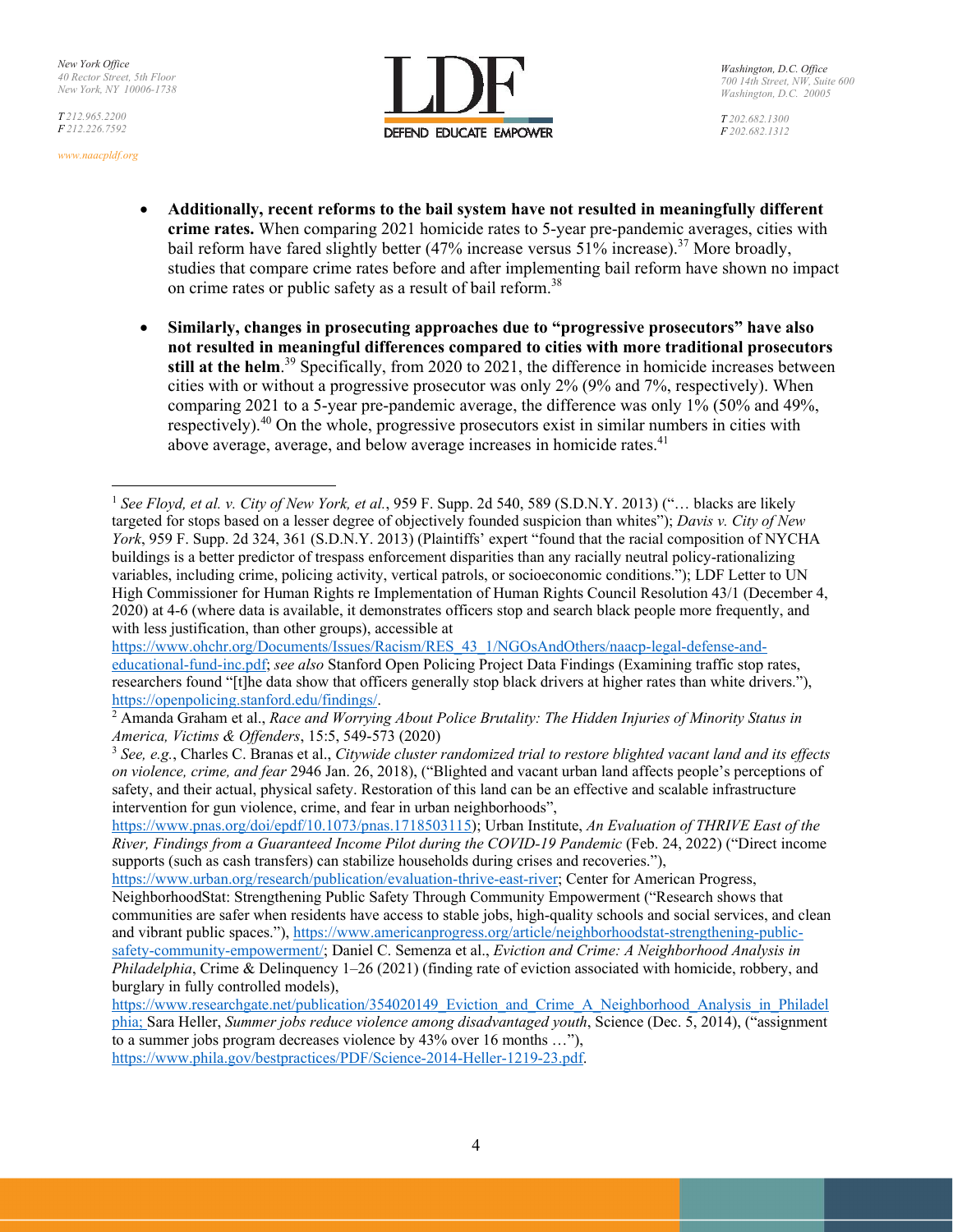- **Additionally, recent reforms to the bail system have not resulted in meaningfully different crime rates.** When comparing 2021 homicide rates to 5-year pre-pandemic averages, cities with bail reform have fared slightly better (47% increase versus 51% increase).[37] More broadly, studies that compare crime rates before and after implementing bail reform have shown no impact on crime rates or public safety as a result of bail reform.[38]

- **Similarly, changes in prosecuting approaches due to "progressive prosecutors" have also not resulted in meaningful differences compared to cities with more traditional prosecutors still at the helm**.[39] Specifically, from 2020 to 2021, the difference in homicide increases between cities with or without a progressive prosecutor was only 2% (9% and 7%, respectively). When comparing 2021 to a 5-year pre-pandemic average, the difference was only 1% (50% and 49%, respectively).[40] On the whole, progressive prosecutors exist in similar numbers in cities with above average, average, and below average increases in homicide rates.[41]

---

[1] *See Floyd, et al. v. City of New York, et al.*, 959 F. Supp. 2d 540, 589 (S.D.N.Y. 2013) ("… blacks are likely targeted for stops based on a lesser degree of objectively founded suspicion than whites"); *Davis v. City of New York*, 959 F. Supp. 2d 324, 361 (S.D.N.Y. 2013) (Plaintiffs' expert "found that the racial composition of NYCHA buildings is a better predictor of trespass enforcement disparities than any racially neutral policy-rationalizing variables, including crime, policing activity, vertical patrols, or socioeconomic conditions."); LDF Letter to UN High Commissioner for Human Rights re Implementation of Human Rights Council Resolution 43/1 (December 4, 2020) at 4-6 (where data is available, it demonstrates officers stop and search black people more frequently, and with less justification, than other groups), accessible at https://www.ohchr.org/Documents/Issues/Racism/RES_43_1/NGOsAndOthers/naacp-legal-defense-and-educational-fund-inc.pdf; *see also* Stanford Open Policing Project Data Findings (Examining traffic stop rates, researchers found "[t]he data show that officers generally stop black drivers at higher rates than white drivers."), https://openpolicing.stanford.edu/findings/.

[2] Amanda Graham et al., *Race and Worrying About Police Brutality: The Hidden Injuries of Minority Status in America, Victims & Offenders*, 15:5, 549-573 (2020)

[3] *See, e.g.*, Charles C. Branas et al., *Citywide cluster randomized trial to restore blighted vacant land and its effects on violence, crime, and fear* 2946 Jan. 26, 2018), ("Blighted and vacant urban land affects people's perceptions of safety, and their actual, physical safety. Restoration of this land can be an effective and scalable infrastructure intervention for gun violence, crime, and fear in urban neighborhoods", https://www.pnas.org/doi/epdf/10.1073/pnas.1718503115); Urban Institute, *An Evaluation of THRIVE East of the River, Findings from a Guaranteed Income Pilot during the COVID-19 Pandemic* (Feb. 24, 2022) ("Direct income supports (such as cash transfers) can stabilize households during crises and recoveries."), https://www.urban.org/research/publication/evaluation-thrive-east-river; Center for American Progress, NeighborhoodStat: Strengthening Public Safety Through Community Empowerment ("Research shows that communities are safer when residents have access to stable jobs, high-quality schools and social services, and clean and vibrant public spaces."), https://www.americanprogress.org/article/neighborhoodstat-strengthening-public-safety-community-empowerment/; Daniel C. Semenza et al., *Eviction and Crime: A Neighborhood Analysis in Philadelphia*, Crime & Delinquency 1–26 (2021) (finding rate of eviction associated with homicide, robbery, and burglary in fully controlled models), https://www.researchgate.net/publication/354020149_Eviction_and_Crime_A_Neighborhood_Analysis_in_Philadelphia; Sara Heller, *Summer jobs reduce violence among disadvantaged youth*, Science (Dec. 5, 2014), ("assignment to a summer jobs program decreases violence by 43% over 16 months …"), https://www.phila.gov/bestpractices/PDF/Science-2014-Heller-1219-23.pdf.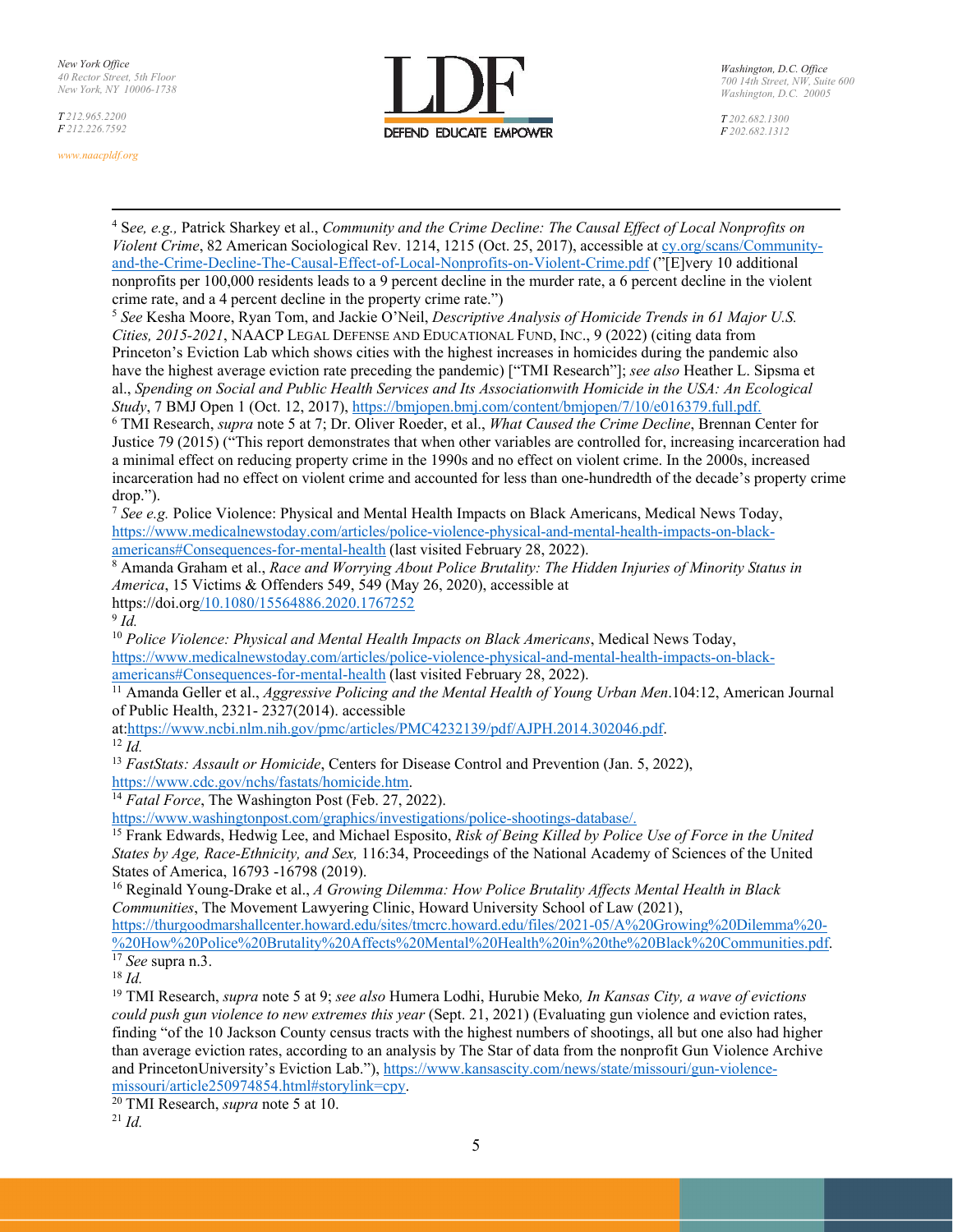[4] S*ee, e.g.,* Patrick Sharkey et al., *Community and the Crime Decline: The Causal Effect of Local Nonprofits on Violent Crime*, 82 American Sociological Rev. 1214, 1215 (Oct. 25, 2017), accessible at cy.org/scans/Community-and-the-Crime-Decline-The-Causal-Effect-of-Local-Nonprofits-on-Violent-Crime.pdf ("[E]very 10 additional nonprofits per 100,000 residents leads to a 9 percent decline in the murder rate, a 6 percent decline in the violent crime rate, and a 4 percent decline in the property crime rate.")

[5] *See* Kesha Moore, Ryan Tom, and Jackie O'Neil, *Descriptive Analysis of Homicide Trends in 61 Major U.S. Cities, 2015-2021*, NAACP LEGAL DEFENSE AND EDUCATIONAL FUND, INC., 9 (2022) (citing data from Princeton's Eviction Lab which shows cities with the highest increases in homicides during the pandemic also have the highest average eviction rate preceding the pandemic) ["TMI Research"]; *see also* Heather L. Sipsma et al., *Spending on Social and Public Health Services and Its Associationwith Homicide in the USA: An Ecological Study*, 7 BMJ Open 1 (Oct. 12, 2017), https://bmjopen.bmj.com/content/bmjopen/7/10/e016379.full.pdf.

[6] TMI Research, *supra* note 5 at 7; Dr. Oliver Roeder, et al., *What Caused the Crime Decline*, Brennan Center for Justice 79 (2015) ("This report demonstrates that when other variables are controlled for, increasing incarceration had a minimal effect on reducing property crime in the 1990s and no effect on violent crime. In the 2000s, increased incarceration had no effect on violent crime and accounted for less than one-hundredth of the decade's property crime drop.").

[7] *See e.g.* Police Violence: Physical and Mental Health Impacts on Black Americans, Medical News Today, https://www.medicalnewstoday.com/articles/police-violence-physical-and-mental-health-impacts-on-black-americans#Consequences-for-mental-health (last visited February 28, 2022).

[8] Amanda Graham et al., *Race and Worrying About Police Brutality: The Hidden Injuries of Minority Status in America*, 15 Victims & Offenders 549, 549 (May 26, 2020), accessible at https://doi.org/10.1080/15564886.2020.1767252

[9] *Id.*

[10] *Police Violence: Physical and Mental Health Impacts on Black Americans*, Medical News Today, https://www.medicalnewstoday.com/articles/police-violence-physical-and-mental-health-impacts-on-black-americans#Consequences-for-mental-health (last visited February 28, 2022).

[11] Amanda Geller et al., *Aggressive Policing and the Mental Health of Young Urban Men*.104:12, American Journal of Public Health, 2321- 2327(2014). accessible at:https://www.ncbi.nlm.nih.gov/pmc/articles/PMC4232139/pdf/AJPH.2014.302046.pdf.

[12] *Id.*

[13] *FastStats: Assault or Homicide*, Centers for Disease Control and Prevention (Jan. 5, 2022), https://www.cdc.gov/nchs/fastats/homicide.htm.

[14] *Fatal Force*, The Washington Post (Feb. 27, 2022). https://www.washingtonpost.com/graphics/investigations/police-shootings-database/.

[15] Frank Edwards, Hedwig Lee, and Michael Esposito, *Risk of Being Killed by Police Use of Force in the United States by Age, Race-Ethnicity, and Sex,* 116:34, Proceedings of the National Academy of Sciences of the United States of America, 16793 -16798 (2019).

[16] Reginald Young-Drake et al., *A Growing Dilemma: How Police Brutality Affects Mental Health in Black Communities*, The Movement Lawyering Clinic, Howard University School of Law (2021), https://thurgoodmarshallcenter.howard.edu/sites/tmcrc.howard.edu/files/2021-05/A%20Growing%20Dilemma%20-%20How%20Police%20Brutality%20Affects%20Mental%20Health%20in%20the%20Black%20Communities.pdf.

[17] *See* supra n.3.

[18] *Id.*

[19] TMI Research, *supra* note 5 at 9; *see also* Humera Lodhi, Hurubie Meko*, In Kansas City, a wave of evictions could push gun violence to new extremes this year* (Sept. 21, 2021) (Evaluating gun violence and eviction rates, finding "of the 10 Jackson County census tracts with the highest numbers of shootings, all but one also had higher than average eviction rates, according to an analysis by The Star of data from the nonprofit Gun Violence Archive and PrincetonUniversity's Eviction Lab."), https://www.kansascity.com/news/state/missouri/gun-violence-missouri/article250974854.html#storylink=cpy.

[20] TMI Research, *supra* note 5 at 10.

[21] *Id.*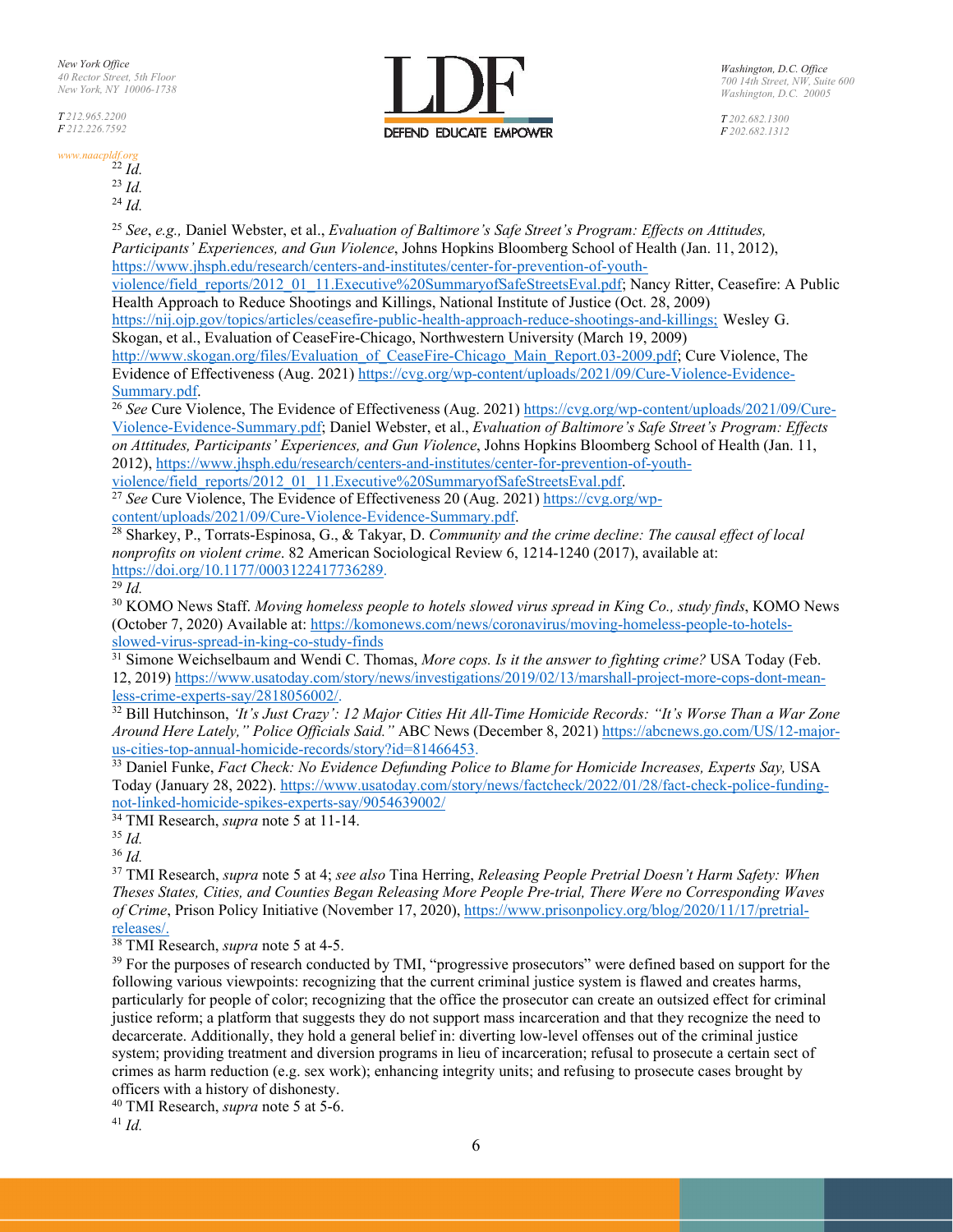[22] *Id.*

[23] *Id.*

[24] *Id.*

[25] *See*, *e.g.,* Daniel Webster, et al., *Evaluation of Baltimore's Safe Street's Program: Effects on Attitudes, Participants' Experiences, and Gun Violence*, Johns Hopkins Bloomberg School of Health (Jan. 11, 2012), https://www.jhsph.edu/research/centers-and-institutes/center-for-prevention-of-youth-violence/field_reports/2012_01_11.Executive%20SummaryofSafeStreetsEval.pdf; Nancy Ritter, Ceasefire: A Public Health Approach to Reduce Shootings and Killings, National Institute of Justice (Oct. 28, 2009) https://nij.ojp.gov/topics/articles/ceasefire-public-health-approach-reduce-shootings-and-killings; Wesley G. Skogan, et al., Evaluation of CeaseFire-Chicago, Northwestern University (March 19, 2009) http://www.skogan.org/files/Evaluation_of_CeaseFire-Chicago_Main_Report.03-2009.pdf; Cure Violence, The Evidence of Effectiveness (Aug. 2021) https://cvg.org/wp-content/uploads/2021/09/Cure-Violence-Evidence-Summary.pdf.

[26] *See* Cure Violence, The Evidence of Effectiveness (Aug. 2021) https://cvg.org/wp-content/uploads/2021/09/Cure-Violence-Evidence-Summary.pdf; Daniel Webster, et al., *Evaluation of Baltimore's Safe Street's Program: Effects on Attitudes, Participants' Experiences, and Gun Violence*, Johns Hopkins Bloomberg School of Health (Jan. 11, 2012), https://www.jhsph.edu/research/centers-and-institutes/center-for-prevention-of-youth-violence/field_reports/2012_01_11.Executive%20SummaryofSafeStreetsEval.pdf.

[27] *See* Cure Violence, The Evidence of Effectiveness 20 (Aug. 2021) https://cvg.org/wp-content/uploads/2021/09/Cure-Violence-Evidence-Summary.pdf.

[28] Sharkey, P., Torrats-Espinosa, G., & Takyar, D. *Community and the crime decline: The causal effect of local nonprofits on violent crime*. 82 American Sociological Review 6, 1214-1240 (2017), available at: https://doi.org/10.1177/0003122417736289.

[29] *Id.*

[30] KOMO News Staff. *Moving homeless people to hotels slowed virus spread in King Co., study finds*, KOMO News (October 7, 2020) Available at: https://komonews.com/news/coronavirus/moving-homeless-people-to-hotels-slowed-virus-spread-in-king-co-study-finds

[31] Simone Weichselbaum and Wendi C. Thomas, *More cops. Is it the answer to fighting crime?* USA Today (Feb. 12, 2019) https://www.usatoday.com/story/news/investigations/2019/02/13/marshall-project-more-cops-dont-mean-less-crime-experts-say/2818056002/.

[32] Bill Hutchinson, *'It's Just Crazy': 12 Major Cities Hit All-Time Homicide Records: "It's Worse Than a War Zone Around Here Lately," Police Officials Said."* ABC News (December 8, 2021) https://abcnews.go.com/US/12-major-us-cities-top-annual-homicide-records/story?id=81466453.

[33] Daniel Funke, *Fact Check: No Evidence Defunding Police to Blame for Homicide Increases, Experts Say,* USA Today (January 28, 2022). https://www.usatoday.com/story/news/factcheck/2022/01/28/fact-check-police-funding-not-linked-homicide-spikes-experts-say/9054639002/

[34] TMI Research, *supra* note 5 at 11-14.

[35] *Id.*

[36] *Id.*

[37] TMI Research, *supra* note 5 at 4; *see also* Tina Herring, *Releasing People Pretrial Doesn't Harm Safety: When Theses States, Cities, and Counties Began Releasing More People Pre-trial, There Were no Corresponding Waves of Crime*, Prison Policy Initiative (November 17, 2020), https://www.prisonpolicy.org/blog/2020/11/17/pretrial-releases/.

[38] TMI Research, *supra* note 5 at 4-5.

[39] For the purposes of research conducted by TMI, "progressive prosecutors" were defined based on support for the following various viewpoints: recognizing that the current criminal justice system is flawed and creates harms, particularly for people of color; recognizing that the office the prosecutor can create an outsized effect for criminal justice reform; a platform that suggests they do not support mass incarceration and that they recognize the need to decarcerate. Additionally, they hold a general belief in: diverting low-level offenses out of the criminal justice system; providing treatment and diversion programs in lieu of incarceration; refusal to prosecute a certain sect of crimes as harm reduction (e.g. sex work); enhancing integrity units; and refusing to prosecute cases brought by officers with a history of dishonesty.

[40] TMI Research, *supra* note 5 at 5-6.

[41] *Id.*